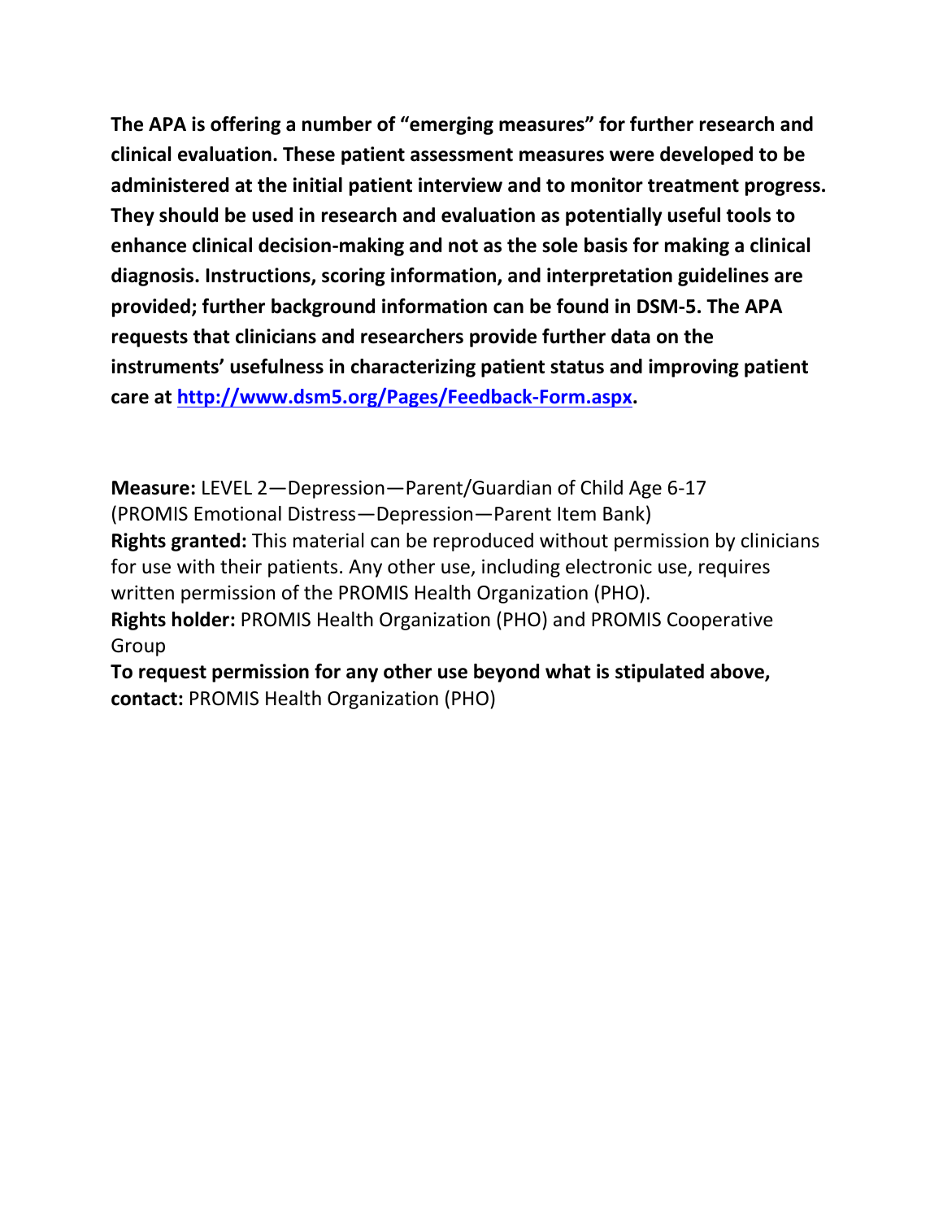**The APA is offering a number of "emerging measures" for further research and clinical evaluation. These patient assessment measures were developed to be administered at the initial patient interview and to monitor treatment progress. They should be used in research and evaluation as potentially useful tools to enhance clinical decision-making and not as the sole basis for making a clinical diagnosis. Instructions, scoring information, and interpretation guidelines are provided; further background information can be found in DSM-5. The APA requests that clinicians and researchers provide further data on the instruments' usefulness in characterizing patient status and improving patient care at [http://www.dsm5.org/Pages/Feedback-Form.aspx](http://www.dsm5.org/Pages/Feedback-Form.aspx).**

**Measure:** LEVEL 2—Depression—Parent/Guardian of Child Age 6-17 (PROMIS Emotional Distress—Depression—Parent Item Bank)

**Rights granted:** This material can be reproduced without permission by clinicians for use with their patients. Any other use, including electronic use, requires written permission of the PROMIS Health Organization (PHO).

**Rights holder:** PROMIS Health Organization (PHO) and PROMIS Cooperative Group

**To request permission for any other use beyond what is stipulated above, contact:** PROMIS Health Organization (PHO)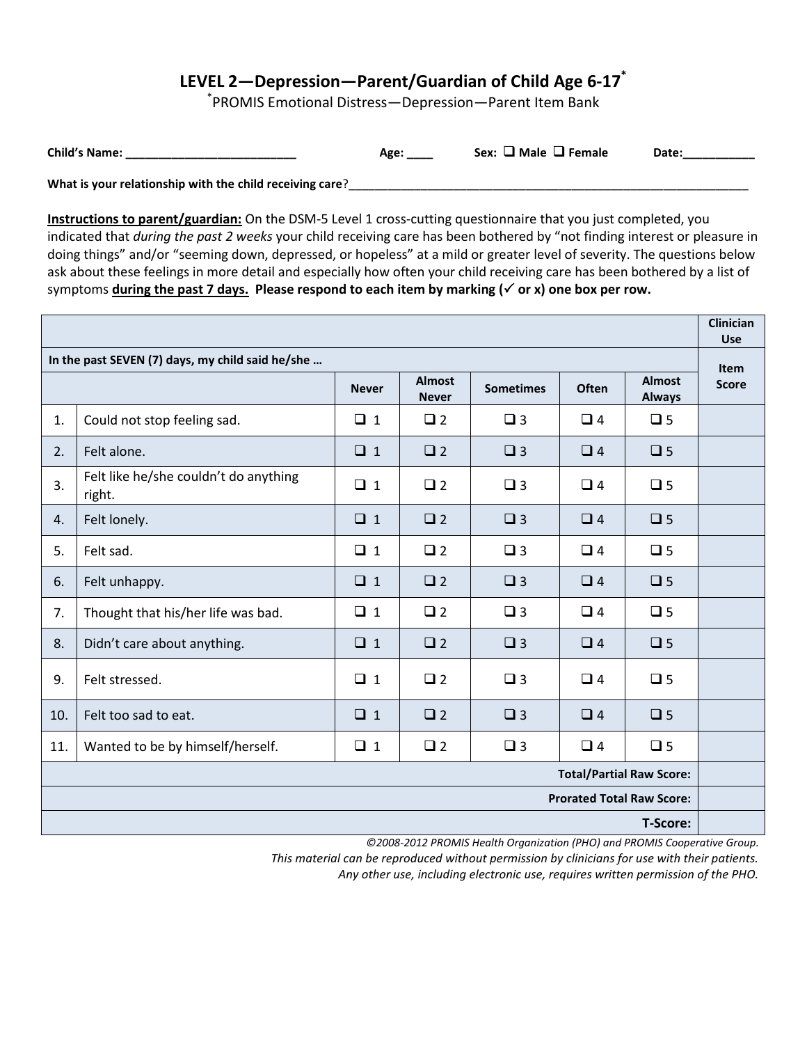# LEVEL 2—Depression—Parent/Guardian of Child Age 6-17*

*PROMIS Emotional Distress—Depression—Parent Item Bank

**Child's Name:** ___________________________ **Age:** ____ **Sex:** ❑ Male ❑ Female **Date:**___________

**What is your relationship with the child receiving care**?_____________________________________________

**Instructions to parent/guardian:** On the DSM-5 Level 1 cross-cutting questionnaire that you just completed, you indicated that *during the past 2 weeks* your child receiving care has been bothered by "not finding interest or pleasure in doing things" and/or "seeming down, depressed, or hopeless" at a mild or greater level of severity. The questions below ask about these feelings in more detail and especially how often your child receiving care has been bothered by a list of symptoms **during the past 7 days. Please respond to each item by marking (✓ or x) one box per row.**

| | | | | | | | Clinician Use |
|---|---|---|---|---|---|---|---|
| **In the past SEVEN (7) days, my child said he/she …** | | | | | | | **Item Score** |
| | | **Never** | **Almost Never** | **Sometimes** | **Often** | **Almost Always** | |
| 1. | Could not stop feeling sad. | ❑ 1 | ❑ 2 | ❑ 3 | ❑ 4 | ❑ 5 | |
| 2. | Felt alone. | ❑ 1 | ❑ 2 | ❑ 3 | ❑ 4 | ❑ 5 | |
| 3. | Felt like he/she couldn't do anything right. | ❑ 1 | ❑ 2 | ❑ 3 | ❑ 4 | ❑ 5 | |
| 4. | Felt lonely. | ❑ 1 | ❑ 2 | ❑ 3 | ❑ 4 | ❑ 5 | |
| 5. | Felt sad. | ❑ 1 | ❑ 2 | ❑ 3 | ❑ 4 | ❑ 5 | |
| 6. | Felt unhappy. | ❑ 1 | ❑ 2 | ❑ 3 | ❑ 4 | ❑ 5 | |
| 7. | Thought that his/her life was bad. | ❑ 1 | ❑ 2 | ❑ 3 | ❑ 4 | ❑ 5 | |
| 8. | Didn't care about anything. | ❑ 1 | ❑ 2 | ❑ 3 | ❑ 4 | ❑ 5 | |
| 9. | Felt stressed. | ❑ 1 | ❑ 2 | ❑ 3 | ❑ 4 | ❑ 5 | |
| 10. | Felt too sad to eat. | ❑ 1 | ❑ 2 | ❑ 3 | ❑ 4 | ❑ 5 | |
| 11. | Wanted to be by himself/herself. | ❑ 1 | ❑ 2 | ❑ 3 | ❑ 4 | ❑ 5 | |
| | | | | | | **Total/Partial Raw Score:** | |
| | | | | | | **Prorated Total Raw Score:** | |
| | | | | | | **T-Score:** | |

*©2008-2012 PROMIS Health Organization (PHO) and PROMIS Cooperative Group.*
*This material can be reproduced without permission by clinicians for use with their patients.*
*Any other use, including electronic use, requires written permission of the PHO.*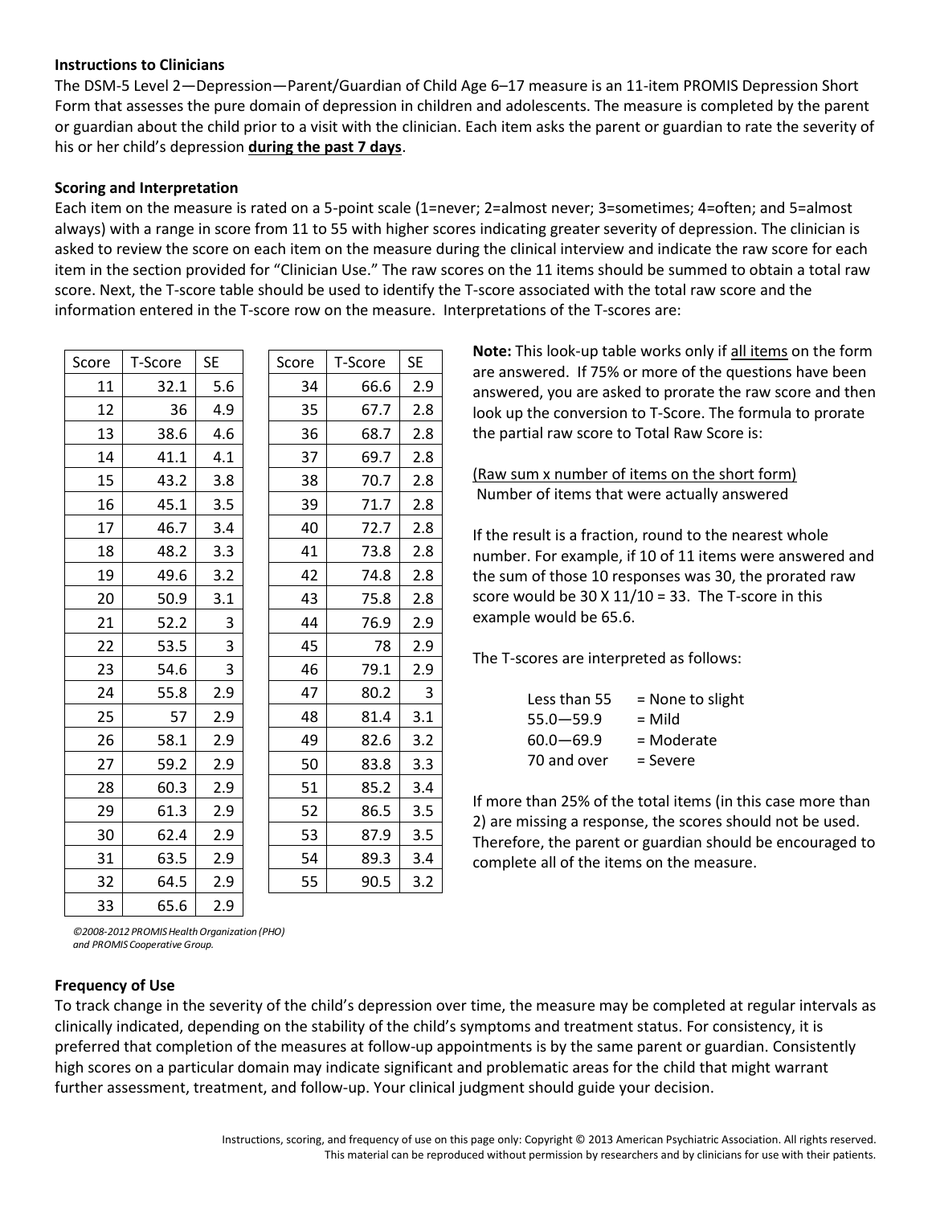**Instructions to Clinicians**

The DSM-5 Level 2—Depression—Parent/Guardian of Child Age 6–17 measure is an 11-item PROMIS Depression Short Form that assesses the pure domain of depression in children and adolescents. The measure is completed by the parent or guardian about the child prior to a visit with the clinician. Each item asks the parent or guardian to rate the severity of his or her child's depression **during the past 7 days**.

**Scoring and Interpretation**

Each item on the measure is rated on a 5-point scale (1=never; 2=almost never; 3=sometimes; 4=often; and 5=almost always) with a range in score from 11 to 55 with higher scores indicating greater severity of depression. The clinician is asked to review the score on each item on the measure during the clinical interview and indicate the raw score for each item in the section provided for "Clinician Use." The raw scores on the 11 items should be summed to obtain a total raw score. Next, the T-score table should be used to identify the T-score associated with the total raw score and the information entered in the T-score row on the measure. Interpretations of the T-scores are:

| Score | T-Score | SE |
|---|---|---|
| 11 | 32.1 | 5.6 |
| 12 | 36 | 4.9 |
| 13 | 38.6 | 4.6 |
| 14 | 41.1 | 4.1 |
| 15 | 43.2 | 3.8 |
| 16 | 45.1 | 3.5 |
| 17 | 46.7 | 3.4 |
| 18 | 48.2 | 3.3 |
| 19 | 49.6 | 3.2 |
| 20 | 50.9 | 3.1 |
| 21 | 52.2 | 3 |
| 22 | 53.5 | 3 |
| 23 | 54.6 | 3 |
| 24 | 55.8 | 2.9 |
| 25 | 57 | 2.9 |
| 26 | 58.1 | 2.9 |
| 27 | 59.2 | 2.9 |
| 28 | 60.3 | 2.9 |
| 29 | 61.3 | 2.9 |
| 30 | 62.4 | 2.9 |
| 31 | 63.5 | 2.9 |
| 32 | 64.5 | 2.9 |
| 33 | 65.6 | 2.9 |

| Score | T-Score | SE |
|---|---|---|
| 34 | 66.6 | 2.9 |
| 35 | 67.7 | 2.8 |
| 36 | 68.7 | 2.8 |
| 37 | 69.7 | 2.8 |
| 38 | 70.7 | 2.8 |
| 39 | 71.7 | 2.8 |
| 40 | 72.7 | 2.8 |
| 41 | 73.8 | 2.8 |
| 42 | 74.8 | 2.8 |
| 43 | 75.8 | 2.8 |
| 44 | 76.9 | 2.9 |
| 45 | 78 | 2.9 |
| 46 | 79.1 | 2.9 |
| 47 | 80.2 | 3 |
| 48 | 81.4 | 3.1 |
| 49 | 82.6 | 3.2 |
| 50 | 83.8 | 3.3 |
| 51 | 85.2 | 3.4 |
| 52 | 86.5 | 3.5 |
| 53 | 87.9 | 3.5 |
| 54 | 89.3 | 3.4 |
| 55 | 90.5 | 3.2 |

*©2008-2012 PROMIS Health Organization (PHO) and PROMIS Cooperative Group.*

**Note:** This look-up table works only if all items on the form are answered. If 75% or more of the questions have been answered, you are asked to prorate the raw score and then look up the conversion to T-Score. The formula to prorate the partial raw score to Total Raw Score is:

$$\frac{\text{Raw sum} \times \text{number of items on the short form}}{\text{Number of items that were actually answered}}$$

If the result is a fraction, round to the nearest whole number. For example, if 10 of 11 items were answered and the sum of those 10 responses was 30, the prorated raw score would be 30 X 11/10 = 33. The T-score in this example would be 65.6.

The T-scores are interpreted as follows:

| | |
|---|---|
| Less than 55 | = None to slight |
| 55.0—59.9 | = Mild |
| 60.0—69.9 | = Moderate |
| 70 and over | = Severe |

If more than 25% of the total items (in this case more than 2) are missing a response, the scores should not be used. Therefore, the parent or guardian should be encouraged to complete all of the items on the measure.

**Frequency of Use**

To track change in the severity of the child's depression over time, the measure may be completed at regular intervals as clinically indicated, depending on the stability of the child's symptoms and treatment status. For consistency, it is preferred that completion of the measures at follow-up appointments is by the same parent or guardian. Consistently high scores on a particular domain may indicate significant and problematic areas for the child that might warrant further assessment, treatment, and follow-up. Your clinical judgment should guide your decision.

Instructions, scoring, and frequency of use on this page only: Copyright © 2013 American Psychiatric Association. All rights reserved.
This material can be reproduced without permission by researchers and by clinicians for use with their patients.